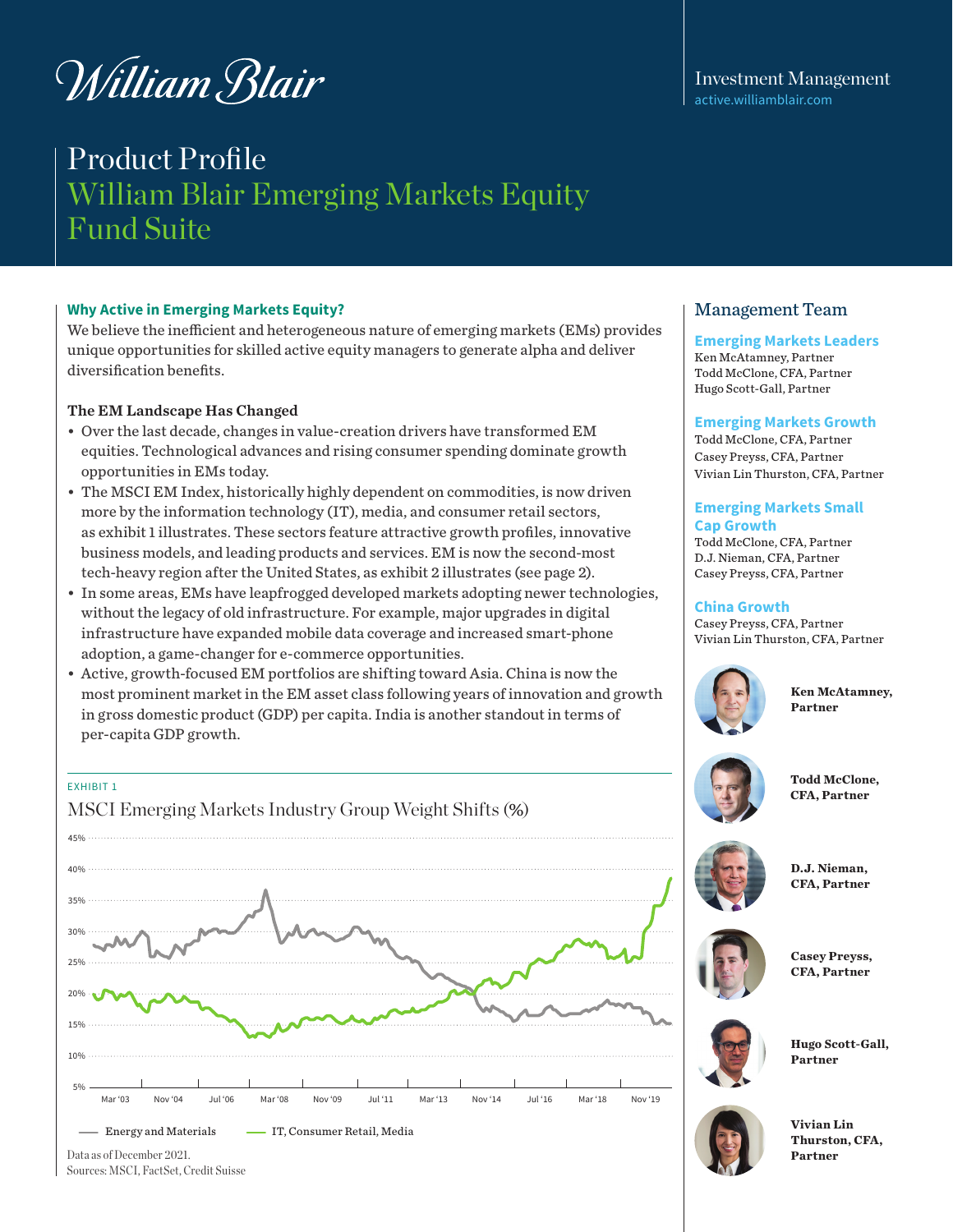William Blair

Investment Management
active.williamblair.com

# Product Profile
## William Blair Emerging Markets Equity Fund Suite

### Why Active in Emerging Markets Equity?

We believe the inefficient and heterogeneous nature of emerging markets (EMs) provides unique opportunities for skilled active equity managers to generate alpha and deliver diversification benefits.

**The EM Landscape Has Changed**

- Over the last decade, changes in value-creation drivers have transformed EM equities. Technological advances and rising consumer spending dominate growth opportunities in EMs today.
- The MSCI EM Index, historically highly dependent on commodities, is now driven more by the information technology (IT), media, and consumer retail sectors, as exhibit 1 illustrates. These sectors feature attractive growth profiles, innovative business models, and leading products and services. EM is now the second-most tech-heavy region after the United States, as exhibit 2 illustrates (see page 2).
- In some areas, EMs have leapfrogged developed markets adopting newer technologies, without the legacy of old infrastructure. For example, major upgrades in digital infrastructure have expanded mobile data coverage and increased smart-phone adoption, a game-changer for e-commerce opportunities.
- Active, growth-focused EM portfolios are shifting toward Asia. China is now the most prominent market in the EM asset class following years of innovation and growth in gross domestic product (GDP) per capita. India is another standout in terms of per-capita GDP growth.

EXHIBIT 1

MSCI Emerging Markets Industry Group Weight Shifts (%)

Energy and Materials — IT, Consumer Retail, Media

Data as of December 2021.
Sources: MSCI, FactSet, Credit Suisse

### Management Team

**Emerging Markets Leaders**
Ken McAtamney, Partner
Todd McClone, CFA, Partner
Hugo Scott-Gall, Partner

**Emerging Markets Growth**
Todd McClone, CFA, Partner
Casey Preyss, CFA, Partner
Vivian Lin Thurston, CFA, Partner

**Emerging Markets Small Cap Growth**
Todd McClone, CFA, Partner
D.J. Nieman, CFA, Partner
Casey Preyss, CFA, Partner

**China Growth**
Casey Preyss, CFA, Partner
Vivian Lin Thurston, CFA, Partner

**Ken McAtamney, Partner**

**Todd McClone, CFA, Partner**

**D.J. Nieman, CFA, Partner**

**Casey Preyss, CFA, Partner**

**Hugo Scott-Gall, Partner**

**Vivian Lin Thurston, CFA, Partner**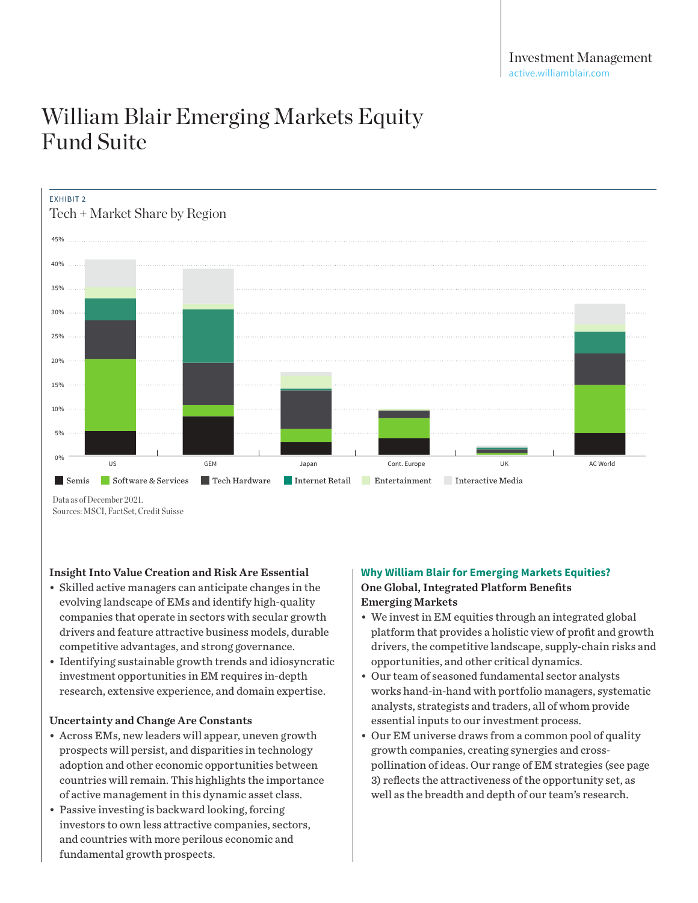# William Blair Emerging Markets Equity Fund Suite

EXHIBIT 2

Tech + Market Share by Region

Data as of December 2021.
Sources: MSCI, FactSet, Credit Suisse

### Insight Into Value Creation and Risk Are Essential

- Skilled active managers can anticipate changes in the evolving landscape of EMs and identify high-quality companies that operate in sectors with secular growth drivers and feature attractive business models, durable competitive advantages, and strong governance.
- Identifying sustainable growth trends and idiosyncratic investment opportunities in EM requires in-depth research, extensive experience, and domain expertise.

### Uncertainty and Change Are Constants

- Across EMs, new leaders will appear, uneven growth prospects will persist, and disparities in technology adoption and other economic opportunities between countries will remain. This highlights the importance of active management in this dynamic asset class.
- Passive investing is backward looking, forcing investors to own less attractive companies, sectors, and countries with more perilous economic and fundamental growth prospects.

## Why William Blair for Emerging Markets Equities?

### One Global, Integrated Platform Benefits Emerging Markets

- We invest in EM equities through an integrated global platform that provides a holistic view of profit and growth drivers, the competitive landscape, supply-chain risks and opportunities, and other critical dynamics.
- Our team of seasoned fundamental sector analysts works hand-in-hand with portfolio managers, systematic analysts, strategists and traders, all of whom provide essential inputs to our investment process.
- Our EM universe draws from a common pool of quality growth companies, creating synergies and cross-pollination of ideas. Our range of EM strategies (see page 3) reflects the attractiveness of the opportunity set, as well as the breadth and depth of our team's research.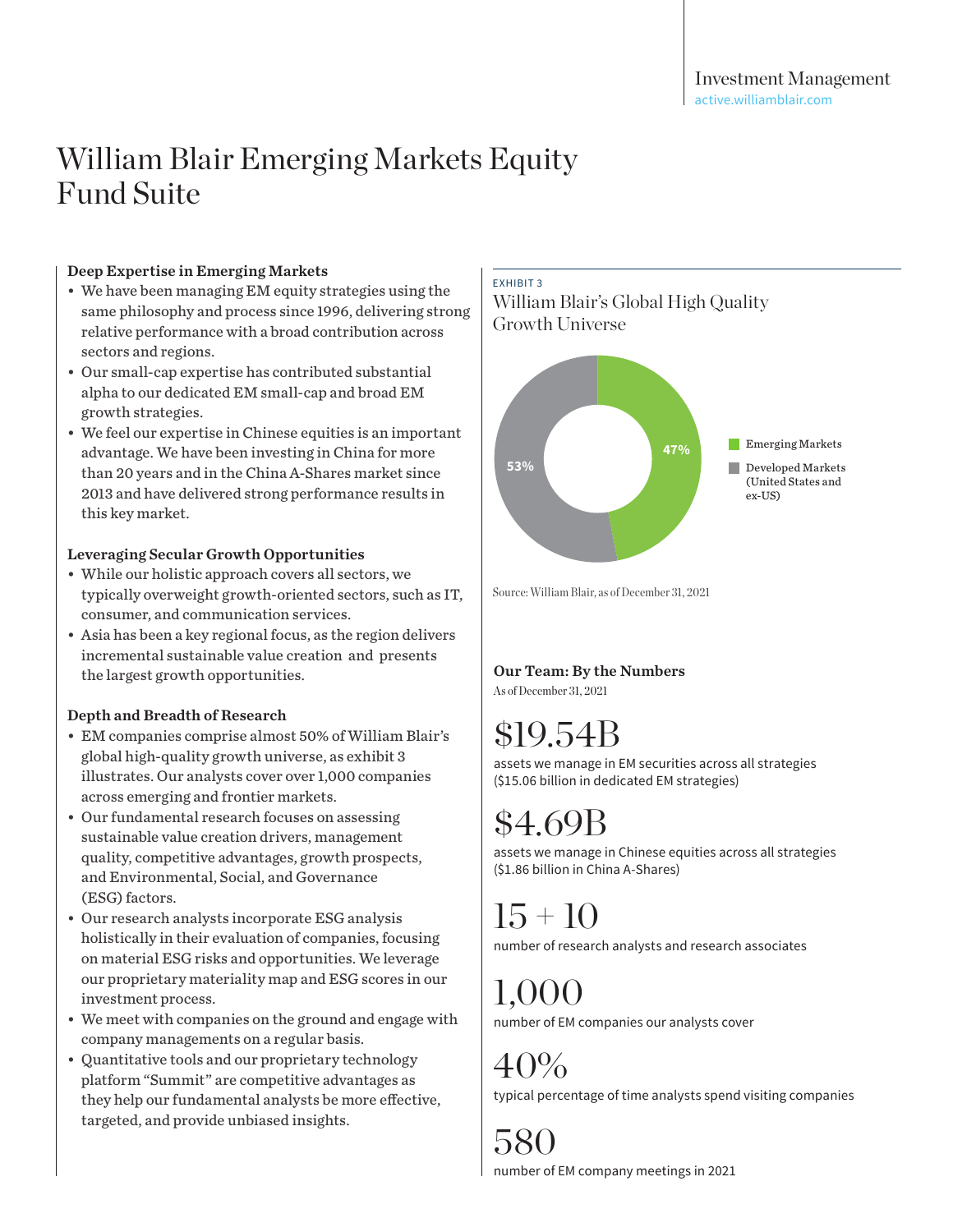Investment Management
active.williamblair.com

# William Blair Emerging Markets Equity Fund Suite

### Deep Expertise in Emerging Markets

- We have been managing EM equity strategies using the same philosophy and process since 1996, delivering strong relative performance with a broad contribution across sectors and regions.
- Our small-cap expertise has contributed substantial alpha to our dedicated EM small-cap and broad EM growth strategies.
- We feel our expertise in Chinese equities is an important advantage. We have been investing in China for more than 20 years and in the China A-Shares market since 2013 and have delivered strong performance results in this key market.

### Leveraging Secular Growth Opportunities

- While our holistic approach covers all sectors, we typically overweight growth-oriented sectors, such as IT, consumer, and communication services.
- Asia has been a key regional focus, as the region delivers incremental sustainable value creation and presents the largest growth opportunities.

### Depth and Breadth of Research

- EM companies comprise almost 50% of William Blair's global high-quality growth universe, as exhibit 3 illustrates. Our analysts cover over 1,000 companies across emerging and frontier markets.
- Our fundamental research focuses on assessing sustainable value creation drivers, management quality, competitive advantages, growth prospects, and Environmental, Social, and Governance (ESG) factors.
- Our research analysts incorporate ESG analysis holistically in their evaluation of companies, focusing on material ESG risks and opportunities. We leverage our proprietary materiality map and ESG scores in our investment process.
- We meet with companies on the ground and engage with company managements on a regular basis.
- Quantitative tools and our proprietary technology platform "Summit" are competitive advantages as they help our fundamental analysts be more effective, targeted, and provide unbiased insights.

EXHIBIT 3

William Blair's Global High Quality Growth Universe

| Segment | Share |
| --- | --- |
| Emerging Markets | 47% |
| Developed Markets (United States and ex-US) | 53% |

Source: William Blair, as of December 31, 2021

### Our Team: By the Numbers

As of December 31, 2021

**$19.54B**
assets we manage in EM securities across all strategies ($15.06 billion in dedicated EM strategies)

**$4.69B**
assets we manage in Chinese equities across all strategies ($1.86 billion in China A-Shares)

**15 + 10**
number of research analysts and research associates

**1,000**
number of EM companies our analysts cover

**40%**
typical percentage of time analysts spend visiting companies

**580**
number of EM company meetings in 2021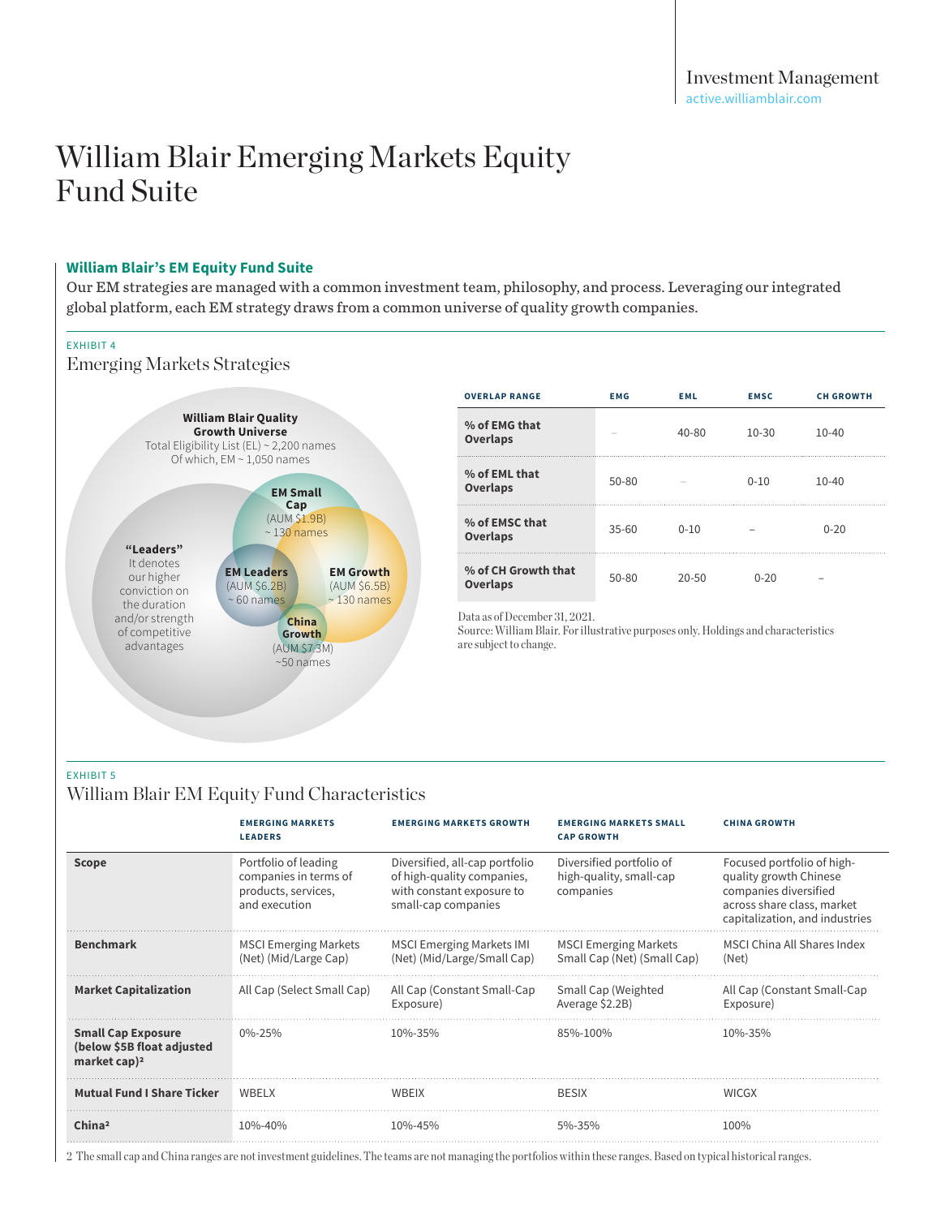# William Blair Emerging Markets Equity Fund Suite

### William Blair's EM Equity Fund Suite

Our EM strategies are managed with a common investment team, philosophy, and process. Leveraging our integrated global platform, each EM strategy draws from a common universe of quality growth companies.

EXHIBIT 4

## Emerging Markets Strategies

**William Blair Quality Growth Universe**
Total Eligibility List (EL) ~ 2,200 names
Of which, EM ~ 1,050 names

**"Leaders"**
It denotes our higher conviction on the duration and/or strength of competitive advantages

**EM Small Cap** (AUM $1.9B) ~ 130 names

**EM Leaders** (AUM $6.2B) ~ 60 names

**EM Growth** (AUM $6.5B) ~ 130 names

**China Growth** (AUM $7.3M) ~50 names

| OVERLAP RANGE | EMG | EML | EMSC | CH GROWTH |
|---|---|---|---|---|
| **% of EMG that Overlaps** | – | 40-80 | 10-30 | 10-40 |
| **% of EML that Overlaps** | 50-80 | – | 0-10 | 10-40 |
| **% of EMSC that Overlaps** | 35-60 | 0-10 | – | 0-20 |
| **% of CH Growth that Overlaps** | 50-80 | 20-50 | 0-20 | – |

Data as of December 31, 2021.
Source: William Blair. For illustrative purposes only. Holdings and characteristics are subject to change.

EXHIBIT 5

## William Blair EM Equity Fund Characteristics

| | EMERGING MARKETS LEADERS | EMERGING MARKETS GROWTH | EMERGING MARKETS SMALL CAP GROWTH | CHINA GROWTH |
|---|---|---|---|---|
| **Scope** | Portfolio of leading companies in terms of products, services, and execution | Diversified, all-cap portfolio of high-quality companies, with constant exposure to small-cap companies | Diversified portfolio of high-quality, small-cap companies | Focused portfolio of high-quality growth Chinese companies diversified across share class, market capitalization, and industries |
| **Benchmark** | MSCI Emerging Markets (Net) (Mid/Large Cap) | MSCI Emerging Markets IMI (Net) (Mid/Large/Small Cap) | MSCI Emerging Markets Small Cap (Net) (Small Cap) | MSCI China All Shares Index (Net) |
| **Market Capitalization** | All Cap (Select Small Cap) | All Cap (Constant Small-Cap Exposure) | Small Cap (Weighted Average $2.2B) | All Cap (Constant Small-Cap Exposure) |
| **Small Cap Exposure (below $5B float adjusted market cap)[2]** | 0%-25% | 10%-35% | 85%-100% | 10%-35% |
| **Mutual Fund I Share Ticker** | WBELX | WBEIX | BESIX | WICGX |
| **China[2]** | 10%-40% | 10%-45% | 5%-35% | 100% |

2 The small cap and China ranges are not investment guidelines. The teams are not managing the portfolios within these ranges. Based on typical historical ranges.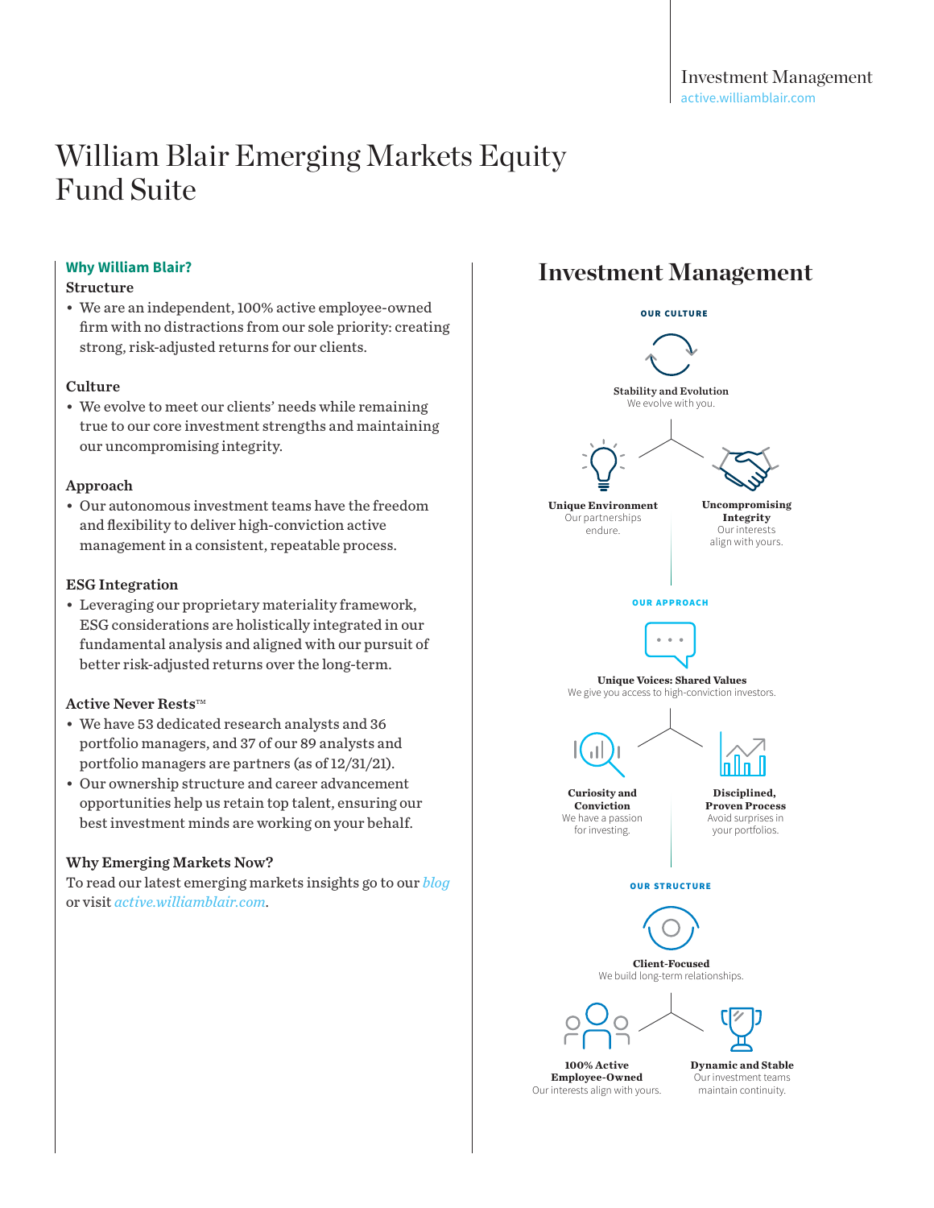# William Blair Emerging Markets Equity Fund Suite

## Why William Blair?

### Structure

- We are an independent, 100% active employee-owned firm with no distractions from our sole priority: creating strong, risk-adjusted returns for our clients.

### Culture

- We evolve to meet our clients' needs while remaining true to our core investment strengths and maintaining our uncompromising integrity.

### Approach

- Our autonomous investment teams have the freedom and flexibility to deliver high-conviction active management in a consistent, repeatable process.

### ESG Integration

- Leveraging our proprietary materiality framework, ESG considerations are holistically integrated in our fundamental analysis and aligned with our pursuit of better risk-adjusted returns over the long-term.

### Active Never Rests™

- We have 53 dedicated research analysts and 36 portfolio managers, and 37 of our 89 analysts and portfolio managers are partners (as of 12/31/21).
- Our ownership structure and career advancement opportunities help us retain top talent, ensuring our best investment minds are working on your behalf.

### Why Emerging Markets Now?

To read our latest emerging markets insights go to our *blog* or visit *active.williamblair.com*.

## Investment Management

**OUR CULTURE**

**Stability and Evolution**
We evolve with you.

**Unique Environment**
Our partnerships endure.

**Uncompromising Integrity**
Our interests align with yours.

**OUR APPROACH**

**Unique Voices: Shared Values**
We give you access to high-conviction investors.

**Curiosity and Conviction**
We have a passion for investing.

**Disciplined, Proven Process**
Avoid surprises in your portfolios.

**OUR STRUCTURE**

**Client-Focused**
We build long-term relationships.

**100% Active Employee-Owned**
Our interests align with yours.

**Dynamic and Stable**
Our investment teams maintain continuity.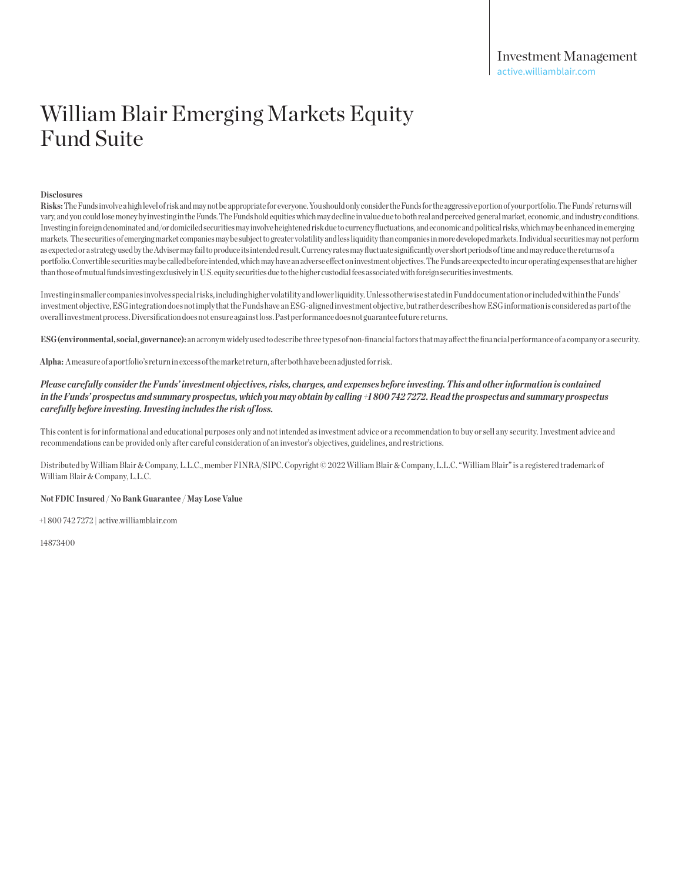Investment Management
active.williamblair.com

# William Blair Emerging Markets Equity Fund Suite

**Disclosures**

**Risks:** The Funds involve a high level of risk and may not be appropriate for everyone. You should only consider the Funds for the aggressive portion of your portfolio. The Funds' returns will vary, and you could lose money by investing in the Funds. The Funds hold equities which may decline in value due to both real and perceived general market, economic, and industry conditions. Investing in foreign denominated and/or domiciled securities may involve heightened risk due to currency fluctuations, and economic and political risks, which may be enhanced in emerging markets. The securities of emerging market companies may be subject to greater volatility and less liquidity than companies in more developed markets. Individual securities may not perform as expected or a strategy used by the Adviser may fail to produce its intended result. Currency rates may fluctuate significantly over short periods of time and may reduce the returns of a portfolio. Convertible securities may be called before intended, which may have an adverse effect on investment objectives. The Funds are expected to incur operating expenses that are higher than those of mutual funds investing exclusively in U.S. equity securities due to the higher custodial fees associated with foreign securities investments.

Investing in smaller companies involves special risks, including higher volatility and lower liquidity. Unless otherwise stated in Fund documentation or included within the Funds' investment objective, ESG integration does not imply that the Funds have an ESG-aligned investment objective, but rather describes how ESG information is considered as part of the overall investment process. Diversification does not ensure against loss. Past performance does not guarantee future returns.

**ESG (environmental, social, governance):** an acronym widely used to describe three types of non-financial factors that may affect the financial performance of a company or a security.

**Alpha:** A measure of a portfolio's return in excess of the market return, after both have been adjusted for risk.

***Please carefully consider the Funds' investment objectives, risks, charges, and expenses before investing. This and other information is contained in the Funds' prospectus and summary prospectus, which you may obtain by calling +1 800 742 7272. Read the prospectus and summary prospectus carefully before investing. Investing includes the risk of loss.***

This content is for informational and educational purposes only and not intended as investment advice or a recommendation to buy or sell any security. Investment advice and recommendations can be provided only after careful consideration of an investor's objectives, guidelines, and restrictions.

Distributed by William Blair & Company, L.L.C., member FINRA/SIPC. Copyright © 2022 William Blair & Company, L.L.C. "William Blair" is a registered trademark of William Blair & Company, L.L.C.

**Not FDIC Insured / No Bank Guarantee / May Lose Value**

+1 800 742 7272 | active.williamblair.com

14873400